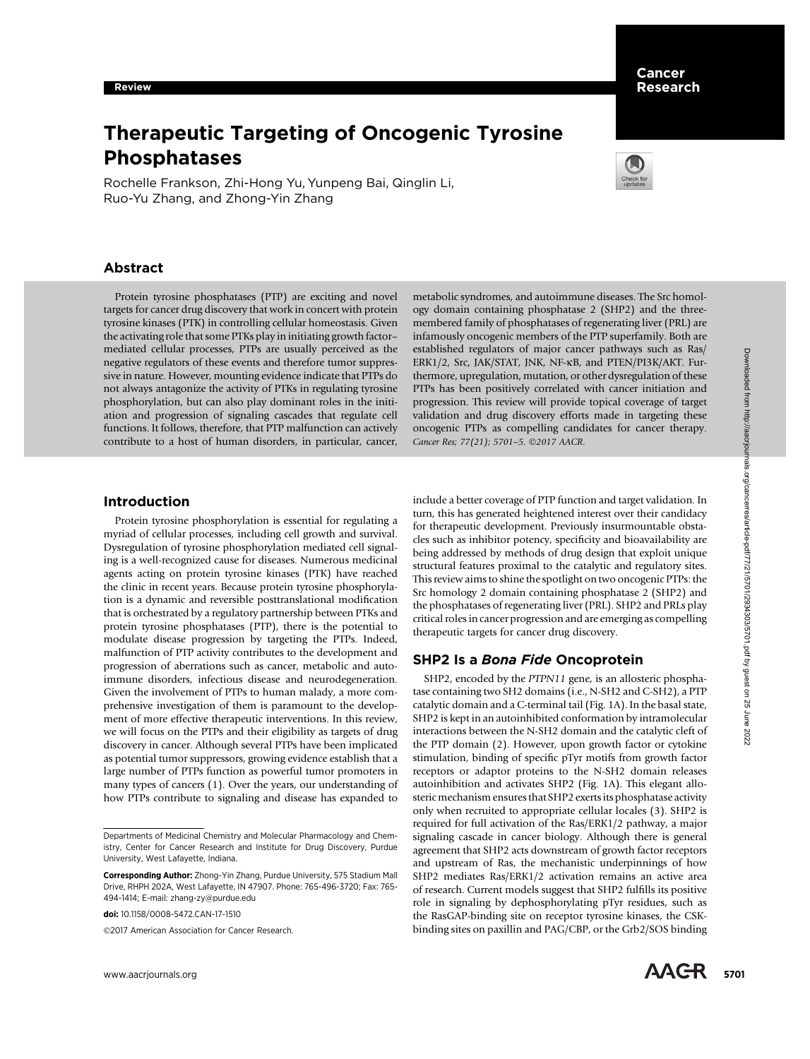Review

# Therapeutic Targeting of Oncogenic Tyrosine Phosphatases

Rochelle Frankson, Zhi-Hong Yu, Yunpeng Bai, Qinglin Li, Ruo-Yu Zhang, and Zhong-Yin Zhang

## Abstract

Protein tyrosine phosphatases (PTP) are exciting and novel targets for cancer drug discovery that work in concert with protein tyrosine kinases (PTK) in controlling cellular homeostasis. Given the activating role that some PTKs play in initiating growth factor–mediated cellular processes, PTPs are usually perceived as the negative regulators of these events and therefore tumor suppressive in nature. However, mounting evidence indicate that PTPs do not always antagonize the activity of PTKs in regulating tyrosine phosphorylation, but can also play dominant roles in the initiation and progression of signaling cascades that regulate cell functions. It follows, therefore, that PTP malfunction can actively contribute to a host of human disorders, in particular, cancer, metabolic syndromes, and autoimmune diseases. The Src homology domain containing phosphatase 2 (SHP2) and the three-membered family of phosphatases of regenerating liver (PRL) are infamously oncogenic members of the PTP superfamily. Both are established regulators of major cancer pathways such as Ras/ERK1/2, Src, JAK/STAT, JNK, NF-κB, and PTEN/PI3K/AKT. Furthermore, upregulation, mutation, or other dysregulation of these PTPs has been positively correlated with cancer initiation and progression. This review will provide topical coverage of target validation and drug discovery efforts made in targeting these oncogenic PTPs as compelling candidates for cancer therapy. *Cancer Res; 77(21); 5701–5. ©2017 AACR.*

## Introduction

Protein tyrosine phosphorylation is essential for regulating a myriad of cellular processes, including cell growth and survival. Dysregulation of tyrosine phosphorylation mediated cell signaling is a well-recognized cause for diseases. Numerous medicinal agents acting on protein tyrosine kinases (PTK) have reached the clinic in recent years. Because protein tyrosine phosphorylation is a dynamic and reversible posttranslational modification that is orchestrated by a regulatory partnership between PTKs and protein tyrosine phosphatases (PTP), there is the potential to modulate disease progression by targeting the PTPs. Indeed, malfunction of PTP activity contributes to the development and progression of aberrations such as cancer, metabolic and autoimmune disorders, infectious disease and neurodegeneration. Given the involvement of PTPs to human malady, a more comprehensive investigation of them is paramount to the development of more effective therapeutic interventions. In this review, we will focus on the PTPs and their eligibility as targets of drug discovery in cancer. Although several PTPs have been implicated as potential tumor suppressors, growing evidence establish that a large number of PTPs function as powerful tumor promoters in many types of cancers (1). Over the years, our understanding of how PTPs contribute to signaling and disease has expanded to include a better coverage of PTP function and target validation. In turn, this has generated heightened interest over their candidacy for therapeutic development. Previously insurmountable obstacles such as inhibitor potency, specificity and bioavailability are being addressed by methods of drug design that exploit unique structural features proximal to the catalytic and regulatory sites. This review aims to shine the spotlight on two oncogenic PTPs: the Src homology 2 domain containing phosphatase 2 (SHP2) and the phosphatases of regenerating liver (PRL). SHP2 and PRLs play critical roles in cancer progression and are emerging as compelling therapeutic targets for cancer drug discovery.

## SHP2 Is a *Bona Fide* Oncoprotein

SHP2, encoded by the *PTPN11* gene, is an allosteric phosphatase containing two SH2 domains (i.e., N-SH2 and C-SH2), a PTP catalytic domain and a C-terminal tail (Fig. 1A). In the basal state, SHP2 is kept in an autoinhibited conformation by intramolecular interactions between the N-SH2 domain and the catalytic cleft of the PTP domain (2). However, upon growth factor or cytokine stimulation, binding of specific pTyr motifs from growth factor receptors or adaptor proteins to the N-SH2 domain releases autoinhibition and activates SHP2 (Fig. 1A). This elegant allosteric mechanism ensures that SHP2 exerts its phosphatase activity only when recruited to appropriate cellular locales (3). SHP2 is required for full activation of the Ras/ERK1/2 pathway, a major signaling cascade in cancer biology. Although there is general agreement that SHP2 acts downstream of growth factor receptors and upstream of Ras, the mechanistic underpinnings of how SHP2 mediates Ras/ERK1/2 activation remains an active area of research. Current models suggest that SHP2 fulfills its positive role in signaling by dephosphorylating pTyr residues, such as the RasGAP-binding site on receptor tyrosine kinases, the CSK-binding sites on paxillin and PAG/CBP, or the Grb2/SOS binding

Departments of Medicinal Chemistry and Molecular Pharmacology and Chemistry, Center for Cancer Research and Institute for Drug Discovery, Purdue University, West Lafayette, Indiana.

**Corresponding Author:** Zhong-Yin Zhang, Purdue University, 575 Stadium Mall Drive, RHPH 202A, West Lafayette, IN 47907. Phone: 765-496-3720; Fax: 765-494-1414; E-mail: zhang-zy@purdue.edu

**doi:** 10.1158/0008-5472.CAN-17-1510

©2017 American Association for Cancer Research.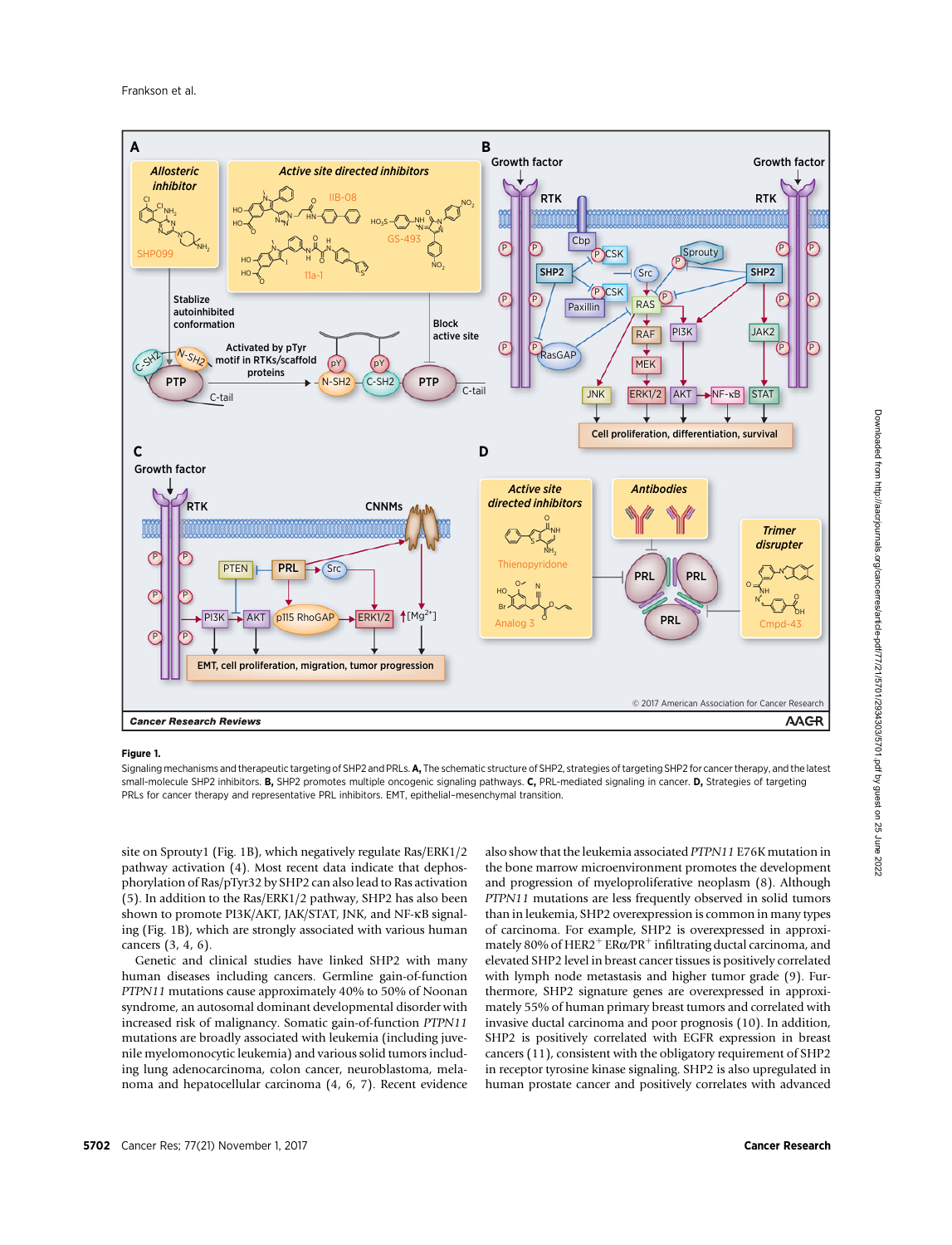**Figure 1.**

Signaling mechanisms and therapeutic targeting of SHP2 and PRLs. **A,** The schematic structure of SHP2, strategies of targeting SHP2 for cancer therapy, and the latest small-molecule SHP2 inhibitors. **B,** SHP2 promotes multiple oncogenic signaling pathways. **C,** PRL-mediated signaling in cancer. **D,** Strategies of targeting PRLs for cancer therapy and representative PRL inhibitors. EMT, epithelial–mesenchymal transition.

site on Sprouty1 (Fig. 1B), which negatively regulate Ras/ERK1/2 pathway activation (4). Most recent data indicate that dephosphorylation of Ras/pTyr32 by SHP2 can also lead to Ras activation (5). In addition to the Ras/ERK1/2 pathway, SHP2 has also been shown to promote PI3K/AKT, JAK/STAT, JNK, and NF-κB signaling (Fig. 1B), which are strongly associated with various human cancers (3, 4, 6).

Genetic and clinical studies have linked SHP2 with many human diseases including cancers. Germline gain-of-function *PTPN11* mutations cause approximately 40% to 50% of Noonan syndrome, an autosomal dominant developmental disorder with increased risk of malignancy. Somatic gain-of-function *PTPN11* mutations are broadly associated with leukemia (including juvenile myelomonocytic leukemia) and various solid tumors including lung adenocarcinoma, colon cancer, neuroblastoma, melanoma and hepatocellular carcinoma (4, 6, 7). Recent evidence also show that the leukemia associated *PTPN11* E76K mutation in the bone marrow microenvironment promotes the development and progression of myeloproliferative neoplasm (8). Although *PTPN11* mutations are less frequently observed in solid tumors than in leukemia, SHP2 overexpression is common in many types of carcinoma. For example, SHP2 is overexpressed in approximately 80% of HER2$^{+}$ ERα/PR$^{+}$ infiltrating ductal carcinoma, and elevated SHP2 level in breast cancer tissues is positively correlated with lymph node metastasis and higher tumor grade (9). Furthermore, SHP2 signature genes are overexpressed in approximately 55% of human primary breast tumors and correlated with invasive ductal carcinoma and poor prognosis (10). In addition, SHP2 is positively correlated with EGFR expression in breast cancers (11), consistent with the obligatory requirement of SHP2 in receptor tyrosine kinase signaling. SHP2 is also upregulated in human prostate cancer and positively correlates with advanced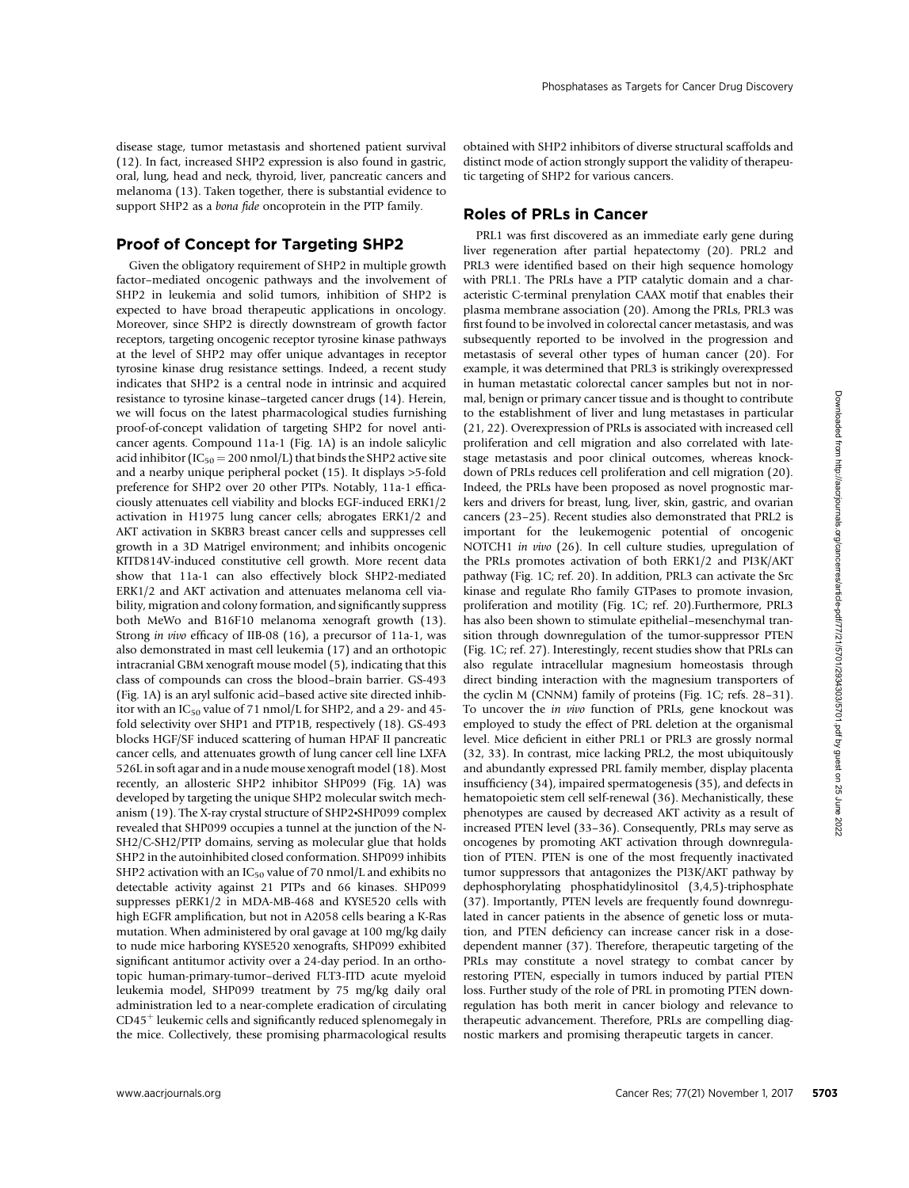disease stage, tumor metastasis and shortened patient survival (12). In fact, increased SHP2 expression is also found in gastric, oral, lung, head and neck, thyroid, liver, pancreatic cancers and melanoma (13). Taken together, there is substantial evidence to support SHP2 as a *bona fide* oncoprotein in the PTP family.

## Proof of Concept for Targeting SHP2

Given the obligatory requirement of SHP2 in multiple growth factor–mediated oncogenic pathways and the involvement of SHP2 in leukemia and solid tumors, inhibition of SHP2 is expected to have broad therapeutic applications in oncology. Moreover, since SHP2 is directly downstream of growth factor receptors, targeting oncogenic receptor tyrosine kinase pathways at the level of SHP2 may offer unique advantages in receptor tyrosine kinase drug resistance settings. Indeed, a recent study indicates that SHP2 is a central node in intrinsic and acquired resistance to tyrosine kinase–targeted cancer drugs (14). Herein, we will focus on the latest pharmacological studies furnishing proof-of-concept validation of targeting SHP2 for novel anticancer agents. Compound 11a-1 (Fig. 1A) is an indole salicylic acid inhibitor ($IC_{50}$ = 200 nmol/L) that binds the SHP2 active site and a nearby unique peripheral pocket (15). It displays >5-fold preference for SHP2 over 20 other PTPs. Notably, 11a-1 efficaciously attenuates cell viability and blocks EGF-induced ERK1/2 activation in H1975 lung cancer cells; abrogates ERK1/2 and AKT activation in SKBR3 breast cancer cells and suppresses cell growth in a 3D Matrigel environment; and inhibits oncogenic KITD814V-induced constitutive cell growth. More recent data show that 11a-1 can also effectively block SHP2-mediated ERK1/2 and AKT activation and attenuates melanoma cell viability, migration and colony formation, and significantly suppress both MeWo and B16F10 melanoma xenograft growth (13). Strong *in vivo* efficacy of IIB-08 (16), a precursor of 11a-1, was also demonstrated in mast cell leukemia (17) and an orthotopic intracranial GBM xenograft mouse model (5), indicating that this class of compounds can cross the blood–brain barrier. GS-493 (Fig. 1A) is an aryl sulfonic acid–based active site directed inhibitor with an $IC_{50}$ value of 71 nmol/L for SHP2, and a 29- and 45-fold selectivity over SHP1 and PTP1B, respectively (18). GS-493 blocks HGF/SF induced scattering of human HPAF II pancreatic cancer cells, and attenuates growth of lung cancer cell line LXFA 526L in soft agar and in a nude mouse xenograft model (18). Most recently, an allosteric SHP2 inhibitor SHP099 (Fig. 1A) was developed by targeting the unique SHP2 molecular switch mechanism (19). The X-ray crystal structure of SHP2•SHP099 complex revealed that SHP099 occupies a tunnel at the junction of the N-SH2/C-SH2/PTP domains, serving as molecular glue that holds SHP2 in the autoinhibited closed conformation. SHP099 inhibits SHP2 activation with an $IC_{50}$ value of 70 nmol/L and exhibits no detectable activity against 21 PTPs and 66 kinases. SHP099 suppresses pERK1/2 in MDA-MB-468 and KYSE520 cells with high EGFR amplification, but not in A2058 cells bearing a K-Ras mutation. When administered by oral gavage at 100 mg/kg daily to nude mice harboring KYSE520 xenografts, SHP099 exhibited significant antitumor activity over a 24-day period. In an orthotopic human-primary-tumor–derived FLT3-ITD acute myeloid leukemia model, SHP099 treatment by 75 mg/kg daily oral administration led to a near-complete eradication of circulating $CD45^+$ leukemic cells and significantly reduced splenomegaly in the mice. Collectively, these promising pharmacological results obtained with SHP2 inhibitors of diverse structural scaffolds and distinct mode of action strongly support the validity of therapeutic targeting of SHP2 for various cancers.

## Roles of PRLs in Cancer

PRL1 was first discovered as an immediate early gene during liver regeneration after partial hepatectomy (20). PRL2 and PRL3 were identified based on their high sequence homology with PRL1. The PRLs have a PTP catalytic domain and a characteristic C-terminal prenylation CAAX motif that enables their plasma membrane association (20). Among the PRLs, PRL3 was first found to be involved in colorectal cancer metastasis, and was subsequently reported to be involved in the progression and metastasis of several other types of human cancer (20). For example, it was determined that PRL3 is strikingly overexpressed in human metastatic colorectal cancer samples but not in normal, benign or primary cancer tissue and is thought to contribute to the establishment of liver and lung metastases in particular (21, 22). Overexpression of PRLs is associated with increased cell proliferation and cell migration and also correlated with late-stage metastasis and poor clinical outcomes, whereas knockdown of PRLs reduces cell proliferation and cell migration (20). Indeed, the PRLs have been proposed as novel prognostic markers and drivers for breast, lung, liver, skin, gastric, and ovarian cancers (23–25). Recent studies also demonstrated that PRL2 is important for the leukemogenic potential of oncogenic NOTCH1 *in vivo* (26). In cell culture studies, upregulation of the PRLs promotes activation of both ERK1/2 and PI3K/AKT pathway (Fig. 1C; ref. 20). In addition, PRL3 can activate the Src kinase and regulate Rho family GTPases to promote invasion, proliferation and motility (Fig. 1C; ref. 20).Furthermore, PRL3 has also been shown to stimulate epithelial–mesenchymal transition through downregulation of the tumor-suppressor PTEN (Fig. 1C; ref. 27). Interestingly, recent studies show that PRLs can also regulate intracellular magnesium homeostasis through direct binding interaction with the magnesium transporters of the cyclin M (CNNM) family of proteins (Fig. 1C; refs. 28–31). To uncover the *in vivo* function of PRLs, gene knockout was employed to study the effect of PRL deletion at the organismal level. Mice deficient in either PRL1 or PRL3 are grossly normal (32, 33). In contrast, mice lacking PRL2, the most ubiquitously and abundantly expressed PRL family member, display placenta insufficiency (34), impaired spermatogenesis (35), and defects in hematopoietic stem cell self-renewal (36). Mechanistically, these phenotypes are caused by decreased AKT activity as a result of increased PTEN level (33–36). Consequently, PRLs may serve as oncogenes by promoting AKT activation through downregulation of PTEN. PTEN is one of the most frequently inactivated tumor suppressors that antagonizes the PI3K/AKT pathway by dephosphorylating phosphatidylinositol (3,4,5)-triphosphate (37). Importantly, PTEN levels are frequently found downregulated in cancer patients in the absence of genetic loss or mutation, and PTEN deficiency can increase cancer risk in a dose-dependent manner (37). Therefore, therapeutic targeting of the PRLs may constitute a novel strategy to combat cancer by restoring PTEN, especially in tumors induced by partial PTEN loss. Further study of the role of PRL in promoting PTEN downregulation has both merit in cancer biology and relevance to therapeutic advancement. Therefore, PRLs are compelling diagnostic markers and promising therapeutic targets in cancer.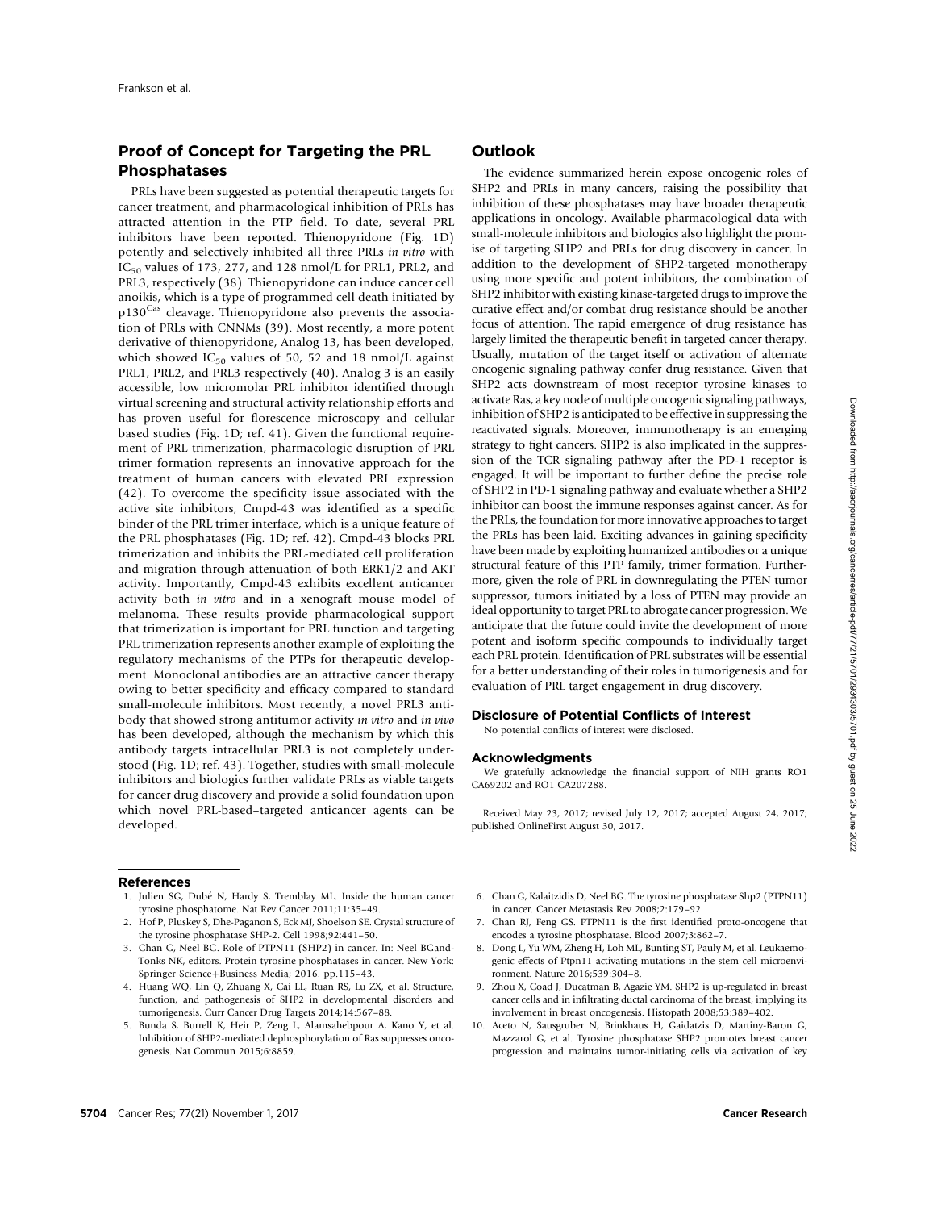## Proof of Concept for Targeting the PRL Phosphatases

PRLs have been suggested as potential therapeutic targets for cancer treatment, and pharmacological inhibition of PRLs has attracted attention in the PTP field. To date, several PRL inhibitors have been reported. Thienopyridone (Fig. 1D) potently and selectively inhibited all three PRLs *in vitro* with $IC_{50}$ values of 173, 277, and 128 nmol/L for PRL1, PRL2, and PRL3, respectively (38). Thienopyridone can induce cancer cell anoikis, which is a type of programmed cell death initiated by $p130^{Cas}$ cleavage. Thienopyridone also prevents the association of PRLs with CNNMs (39). Most recently, a more potent derivative of thienopyridone, Analog 13, has been developed, which showed $IC_{50}$ values of 50, 52 and 18 nmol/L against PRL1, PRL2, and PRL3 respectively (40). Analog 3 is an easily accessible, low micromolar PRL inhibitor identified through virtual screening and structural activity relationship efforts and has proven useful for florescence microscopy and cellular based studies (Fig. 1D; ref. 41). Given the functional requirement of PRL trimerization, pharmacologic disruption of PRL trimer formation represents an innovative approach for the treatment of human cancers with elevated PRL expression (42). To overcome the specificity issue associated with the active site inhibitors, Cmpd-43 was identified as a specific binder of the PRL trimer interface, which is a unique feature of the PRL phosphatases (Fig. 1D; ref. 42). Cmpd-43 blocks PRL trimerization and inhibits the PRL-mediated cell proliferation and migration through attenuation of both ERK1/2 and AKT activity. Importantly, Cmpd-43 exhibits excellent anticancer activity both *in vitro* and in a xenograft mouse model of melanoma. These results provide pharmacological support that trimerization is important for PRL function and targeting PRL trimerization represents another example of exploiting the regulatory mechanisms of the PTPs for therapeutic development. Monoclonal antibodies are an attractive cancer therapy owing to better specificity and efficacy compared to standard small-molecule inhibitors. Most recently, a novel PRL3 antibody that showed strong antitumor activity *in vitro* and *in vivo* has been developed, although the mechanism by which this antibody targets intracellular PRL3 is not completely understood (Fig. 1D; ref. 43). Together, studies with small-molecule inhibitors and biologics further validate PRLs as viable targets for cancer drug discovery and provide a solid foundation upon which novel PRL-based–targeted anticancer agents can be developed.

## Outlook

The evidence summarized herein expose oncogenic roles of SHP2 and PRLs in many cancers, raising the possibility that inhibition of these phosphatases may have broader therapeutic applications in oncology. Available pharmacological data with small-molecule inhibitors and biologics also highlight the promise of targeting SHP2 and PRLs for drug discovery in cancer. In addition to the development of SHP2-targeted monotherapy using more specific and potent inhibitors, the combination of SHP2 inhibitor with existing kinase-targeted drugs to improve the curative effect and/or combat drug resistance should be another focus of attention. The rapid emergence of drug resistance has largely limited the therapeutic benefit in targeted cancer therapy. Usually, mutation of the target itself or activation of alternate oncogenic signaling pathway confer drug resistance. Given that SHP2 acts downstream of most receptor tyrosine kinases to activate Ras, a key node of multiple oncogenic signaling pathways, inhibition of SHP2 is anticipated to be effective in suppressing the reactivated signals. Moreover, immunotherapy is an emerging strategy to fight cancers. SHP2 is also implicated in the suppression of the TCR signaling pathway after the PD-1 receptor is engaged. It will be important to further define the precise role of SHP2 in PD-1 signaling pathway and evaluate whether a SHP2 inhibitor can boost the immune responses against cancer. As for the PRLs, the foundation for more innovative approaches to target the PRLs has been laid. Exciting advances in gaining specificity have been made by exploiting humanized antibodies or a unique structural feature of this PTP family, trimer formation. Furthermore, given the role of PRL in downregulating the PTEN tumor suppressor, tumors initiated by a loss of PTEN may provide an ideal opportunity to target PRL to abrogate cancer progression. We anticipate that the future could invite the development of more potent and isoform specific compounds to individually target each PRL protein. Identification of PRL substrates will be essential for a better understanding of their roles in tumorigenesis and for evaluation of PRL target engagement in drug discovery.

### Disclosure of Potential Conflicts of Interest

No potential conflicts of interest were disclosed.

### Acknowledgments

We gratefully acknowledge the financial support of NIH grants RO1 CA69202 and RO1 CA207288.

Received May 23, 2017; revised July 12, 2017; accepted August 24, 2017; published OnlineFirst August 30, 2017.

## References

1. Julien SG, Dubé N, Hardy S, Tremblay ML. Inside the human cancer tyrosine phosphatome. Nat Rev Cancer 2011;11:35–49.
2. Hof P, Pluskey S, Dhe-Paganon S, Eck MJ, Shoelson SE. Crystal structure of the tyrosine phosphatase SHP-2. Cell 1998;92:441–50.
3. Chan G, Neel BG. Role of PTPN11 (SHP2) in cancer. In: Neel BGand-Tonks NK, editors. Protein tyrosine phosphatases in cancer. New York: Springer Science+Business Media; 2016. pp.115–43.
4. Huang WQ, Lin Q, Zhuang X, Cai LL, Ruan RS, Lu ZX, et al. Structure, function, and pathogenesis of SHP2 in developmental disorders and tumorigenesis. Curr Cancer Drug Targets 2014;14:567–88.
5. Bunda S, Burrell K, Heir P, Zeng L, Alamsahebpour A, Kano Y, et al. Inhibition of SHP2-mediated dephosphorylation of Ras suppresses oncogenesis. Nat Commun 2015;6:8859.
6. Chan G, Kalaitzidis D, Neel BG. The tyrosine phosphatase Shp2 (PTPN11) in cancer. Cancer Metastasis Rev 2008;2:179–92.
7. Chan RJ, Feng GS. PTPN11 is the first identified proto-oncogene that encodes a tyrosine phosphatase. Blood 2007;3:862–7.
8. Dong L, Yu WM, Zheng H, Loh ML, Bunting ST, Pauly M, et al. Leukaemogenic effects of Ptpn11 activating mutations in the stem cell microenvironment. Nature 2016;539:304–8.
9. Zhou X, Coad J, Ducatman B, Agazie YM. SHP2 is up-regulated in breast cancer cells and in infiltrating ductal carcinoma of the breast, implying its involvement in breast oncogenesis. Histopath 2008;53:389–402.
10. Aceto N, Sausgruber N, Brinkhaus H, Gaidatzis D, Martiny-Baron G, Mazzarol G, et al. Tyrosine phosphatase SHP2 promotes breast cancer progression and maintains tumor-initiating cells via activation of key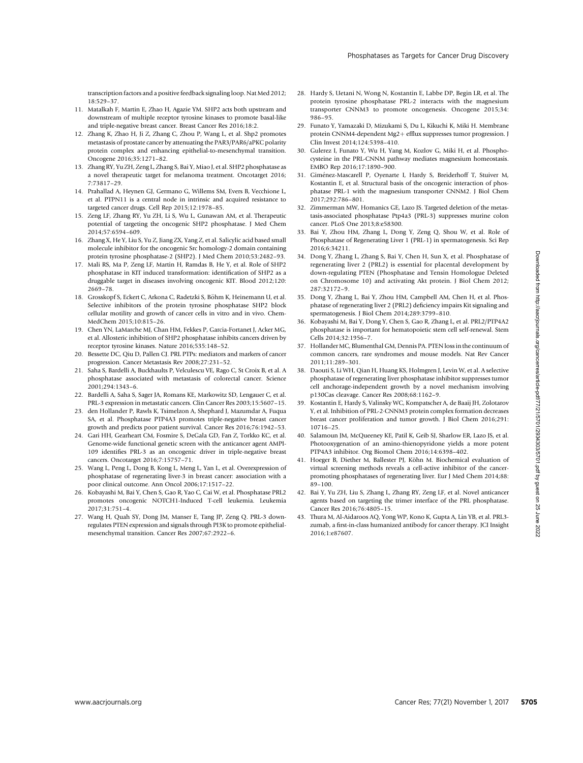transcription factors and a positive feedback signaling loop. Nat Med 2012;18:529–37.

11. Matalkah F, Martin E, Zhao H, Agazie YM. SHP2 acts both upstream and downstream of multiple receptor tyrosine kinases to promote basal-like and triple-negative breast cancer. Breast Cancer Res 2016;18:2.
12. Zhang K, Zhao H, Ji Z, Zhang C, Zhou P, Wang L, et al. Shp2 promotes metastasis of prostate cancer by attenuating the PAR3/PAR6/aPKC polarity protein complex and enhancing epithelial-to-mesenchymal transition. Oncogene 2016;35:1271–82.
13. Zhang RY, Yu ZH, Zeng L, Zhang S, Bai Y, Miao J, et al. SHP2 phosphatase as a novel therapeutic target for melanoma treatment. Oncotarget 2016;7:73817–29.
14. Prahallad A, Heynen GJ, Germano G, Willems SM, Evers B, Vecchione L, et al. PTPN11 is a central node in intrinsic and acquired resistance to targeted cancer drugs. Cell Rep 2015;12:1978–85.
15. Zeng LF, Zhang RY, Yu ZH, Li S, Wu L, Gunawan AM, et al. Therapeutic potential of targeting the oncogenic SHP2 phosphatase. J Med Chem 2014;57:6594–609.
16. Zhang X, He Y, Liu S, Yu Z, Jiang ZX, Yang Z, et al. Salicylic acid based small molecule inhibitor for the oncogenic Src homology-2 domain containing protein tyrosine phosphatase-2 (SHP2). J Med Chem 2010;53:2482–93.
17. Mali RS, Ma P, Zeng LF, Martin H, Ramdas B, He Y, et al. Role of SHP2 phosphatase in KIT induced transformation: identification of SHP2 as a druggable target in diseases involving oncogenic KIT. Blood 2012;120:2669–78.
18. Grosskopf S, Eckert C, Arkona C, Radetzki S, Böhm K, Heinemann U, et al. Selective inhibitors of the protein tyrosine phosphatase SHP2 block cellular motility and growth of cancer cells in vitro and in vivo. ChemMedChem 2015;10:815–26.
19. Chen YN, LaMarche MJ, Chan HM, Fekkes P, Garcia-Fortanet J, Acker MG, et al. Allosteric inhibition of SHP2 phosphatase inhibits cancers driven by receptor tyrosine kinases. Nature 2016;535:148–52.
20. Bessette DC, Qiu D, Pallen CJ. PRL PTPs: mediators and markers of cancer progression. Cancer Metastasis Rev 2008;27:231–52.
21. Saha S, Bardelli A, Buckhaults P, Velculescu VE, Rago C, St Croix B, et al. A phosphatase associated with metastasis of colorectal cancer. Science 2001;294:1343–6.
22. Bardelli A, Saha S, Sager JA, Romans KE, Markowitz SD, Lengauer C, et al. PRL-3 expression in metastatic cancers. Clin Cancer Res 2003;15:5607–15.
23. den Hollander P, Rawls K, Tsimelzon A, Shephard J, Mazumdar A, Fuqua SA, et al. Phosphatase PTP4A3 promotes triple-negative breast cancer growth and predicts poor patient survival. Cancer Res 2016;76:1942–53.
24. Gari HH, Gearheart CM, Fosmire S, DeGala GD, Fan Z, Torkko KC, et al. Genome-wide functional genetic screen with the anticancer agent AMPI-109 identifies PRL-3 as an oncogenic driver in triple-negative breast cancers. Oncotarget 2016;7:15757–71.
25. Wang L, Peng L, Dong B, Kong L, Meng L, Yan L, et al. Overexpression of phosphatase of regenerating liver-3 in breast cancer: association with a poor clinical outcome. Ann Oncol 2006;17:1517–22.
26. Kobayashi M, Bai Y, Chen S, Gao R, Yao C, Cai W, et al. Phosphatase PRL2 promotes oncogenic NOTCH1-Induced T-cell leukemia. Leukemia 2017;31:751–4.
27. Wang H, Quah SY, Dong JM, Manser E, Tang JP, Zeng Q. PRL-3 down-regulates PTEN expression and signals through PI3K to promote epithelial-mesenchymal transition. Cancer Res 2007;67:2922–6.
28. Hardy S, Uetani N, Wong N, Kostantin E, Labbe DP, Begin LR, et al. The protein tyrosine phosphatase PRL-2 interacts with the magnesium transporter CNNM3 to promote oncogenesis. Oncogene 2015;34:986–95.
29. Funato Y, Yamazaki D, Mizukami S, Du L, Kikuchi K, Miki H. Membrane protein CNNM4-dependent Mg2+ efflux suppresses tumor progression. J Clin Invest 2014;124:5398–410.
30. Gulerez I, Funato Y, Wu H, Yang M, Kozlov G, Miki H, et al. Phosphocysteine in the PRL-CNNM pathway mediates magnesium homeostasis. EMBO Rep 2016;17:1890–900.
31. Giménez-Mascarell P, Oyenarte I, Hardy S, Breiderhoff T, Stuiver M, Kostantin E, et al. Structural basis of the oncogenic interaction of phosphatase PRL-1 with the magnesium transporter CNNM2. J Biol Chem 2017;292:786–801.
32. Zimmerman MW, Homanics GE, Lazo JS. Targeted deletion of the metastasis-associated phosphatase Ptp4a3 (PRL-3) suppresses murine colon cancer. PLoS One 2013;8:e58300.
33. Bai Y, Zhou HM, Zhang L, Dong Y, Zeng Q, Shou W, et al. Role of Phosphatase of Regenerating Liver 1 (PRL-1) in spermatogenesis. Sci Rep 2016;6:34211.
34. Dong Y, Zhang L, Zhang S, Bai Y, Chen H, Sun X, et al. Phosphatase of regenerating liver 2 (PRL2) is essential for placental development by down-regulating PTEN (Phosphatase and Tensin Homologue Deleted on Chromosome 10) and activating Akt protein. J Biol Chem 2012;287:32172–9.
35. Dong Y, Zhang L, Bai Y, Zhou HM, Campbell AM, Chen H, et al. Phosphatase of regenerating liver 2 (PRL2) deficiency impairs Kit signaling and spermatogenesis. J Biol Chem 2014;289:3799–810.
36. Kobayashi M, Bai Y, Dong Y, Chen S, Gao R, Zhang L, et al. PRL2/PTP4A2 phosphatase is important for hematopoietic stem cell self-renewal. Stem Cells 2014;32:1956–7.
37. Hollander MC, Blumenthal GM, Dennis PA. PTEN loss in the continuum of common cancers, rare syndromes and mouse models. Nat Rev Cancer 2011;11:289–301.
38. Daouti S, Li WH, Qian H, Huang KS, Holmgren J, Levin W, et al. A selective phosphatase of regenerating liver phosphatase inhibitor suppresses tumor cell anchorage-independent growth by a novel mechanism involving p130Cas cleavage. Cancer Res 2008;68:1162–9.
39. Kostantin E, Hardy S, Valinsky WC, Kompatscher A, de Baaij JH, Zolotarov Y, et al. Inhibition of PRL-2·CNNM3 protein complex formation decreases breast cancer proliferation and tumor growth. J Biol Chem 2016;291:10716–25.
40. Salamoun JM, McQueeney KE, Patil K, Geib SJ, Sharlow ER, Lazo JS, et al. Photooxygenation of an amino-thienopyridone yields a more potent PTP4A3 inhibitor. Org Biomol Chem 2016;14:6398–402.
41. Hoeger B, Diether M, Ballester PJ, Köhn M. Biochemical evaluation of virtual screening methods reveals a cell-active inhibitor of the cancer-promoting phosphatases of regenerating liver. Eur J Med Chem 2014;88:89–100.
42. Bai Y, Yu ZH, Liu S, Zhang L, Zhang RY, Zeng LF, et al. Novel anticancer agents based on targeting the trimer interface of the PRL phosphatase. Cancer Res 2016;76:4805–15.
43. Thura M, Al-Aidaroos AQ, Yong WP, Kono K, Gupta A, Lin YB, et al. PRL3-zumab, a first-in-class humanized antibody for cancer therapy. JCI Insight 2016;1:e87607.